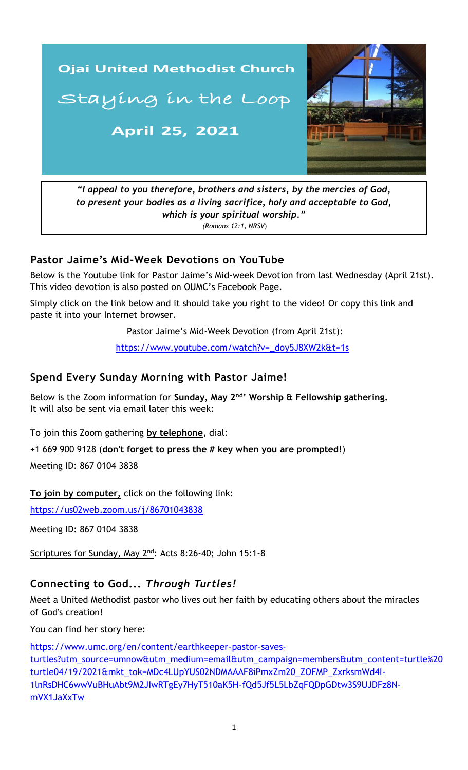# Ojai United Methodist Church

## Staying in the Loop

**April 25, 2021**

> ***"I appeal to you therefore, brothers and sisters, by the mercies of God, to present your bodies as a living sacrifice, holy and acceptable to God, which is your spiritual worship."***
> *(Romans 12:1, NRSV)*

### Pastor Jaime's Mid-Week Devotions on YouTube

Below is the Youtube link for Pastor Jaime's Mid-week Devotion from last Wednesday (April 21st). This video devotion is also posted on OUMC's Facebook Page.

Simply click on the link below and it should take you right to the video! Or copy this link and paste it into your Internet browser.

Pastor Jaime's Mid-Week Devotion (from April 21st):

https://www.youtube.com/watch?v=_doy5J8XW2k&t=1s

### Spend Every Sunday Morning with Pastor Jaime!

Below is the Zoom information for **Sunday, May 2nd' Worship & Fellowship gathering.** It will also be sent via email later this week:

To join this Zoom gathering **by telephone**, dial:

+1 669 900 9128 (**don't forget to press the # key when you are prompted!**)

Meeting ID: 867 0104 3838

**To join by computer,** click on the following link:

https://us02web.zoom.us/j/86701043838

Meeting ID: 867 0104 3838

Scriptures for Sunday, May 2nd: Acts 8:26-40; John 15:1-8

### Connecting to God... *Through Turtles!*

Meet a United Methodist pastor who lives out her faith by educating others about the miracles of God's creation!

You can find her story here:

https://www.umc.org/en/content/earthkeeper-pastor-saves-turtles?utm_source=umnow&utm_medium=email&utm_campaign=members&utm_content=turtle%20turtle04/19/2021&mkt_tok=MDc4LUpYUS02NDMAAAF8iPmxZm20_ZOFMP_ZxrksmWd4I-1lnRsDHC6wwVuBHuAbt9M2JlwRTgEy7HyT510aK5H-fQd5Jf5L5LbZqFQDpGDtw3S9UJDFz8N-mVX1JaXxTw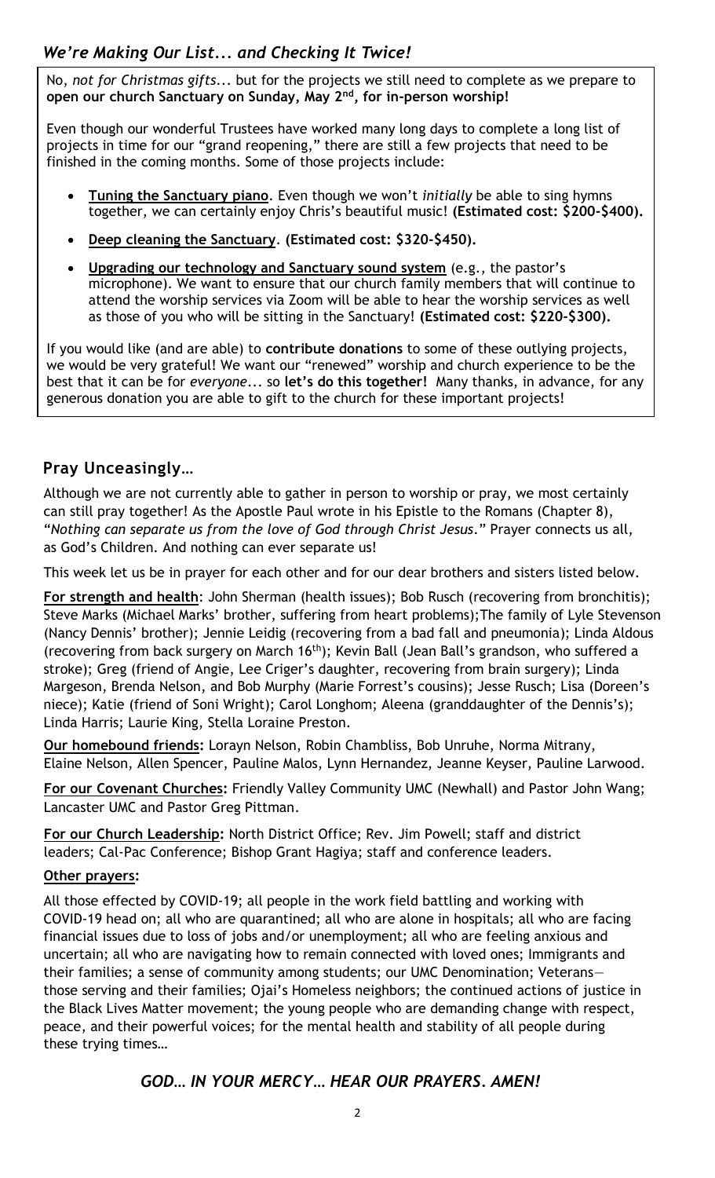## *We're Making Our List... and Checking It Twice!*

No, *not for Christmas gifts*... but for the projects we still need to complete as we prepare to **open our church Sanctuary on Sunday, May 2nd, for in-person worship!**

Even though our wonderful Trustees have worked many long days to complete a long list of projects in time for our "grand reopening," there are still a few projects that need to be finished in the coming months. Some of those projects include:

- **Tuning the Sanctuary piano**. Even though we won't *initially* be able to sing hymns together, we can certainly enjoy Chris's beautiful music! **(Estimated cost: $200-$400).**
- **Deep cleaning the Sanctuary**. **(Estimated cost: $320-$450).**
- **Upgrading our technology and Sanctuary sound system** (e.g., the pastor's microphone). We want to ensure that our church family members that will continue to attend the worship services via Zoom will be able to hear the worship services as well as those of you who will be sitting in the Sanctuary! **(Estimated cost: $220-$300).**

If you would like (and are able) to **contribute donations** to some of these outlying projects, we would be very grateful! We want our "renewed" worship and church experience to be the best that it can be for *everyone*... so **let's do this together!** Many thanks, in advance, for any generous donation you are able to gift to the church for these important projects!

## Pray Unceasingly…

Although we are not currently able to gather in person to worship or pray, we most certainly can still pray together! As the Apostle Paul wrote in his Epistle to the Romans (Chapter 8), "*Nothing can separate us from the love of God through Christ Jesus*." Prayer connects us all, as God's Children. And nothing can ever separate us!

This week let us be in prayer for each other and for our dear brothers and sisters listed below.

**For strength and health**: John Sherman (health issues); Bob Rusch (recovering from bronchitis); Steve Marks (Michael Marks' brother, suffering from heart problems);The family of Lyle Stevenson (Nancy Dennis' brother); Jennie Leidig (recovering from a bad fall and pneumonia); Linda Aldous (recovering from back surgery on March 16th); Kevin Ball (Jean Ball's grandson, who suffered a stroke); Greg (friend of Angie, Lee Criger's daughter, recovering from brain surgery); Linda Margeson, Brenda Nelson, and Bob Murphy (Marie Forrest's cousins); Jesse Rusch; Lisa (Doreen's niece); Katie (friend of Soni Wright); Carol Longhom; Aleena (granddaughter of the Dennis's); Linda Harris; Laurie King, Stella Loraine Preston.

**Our homebound friends:** Lorayn Nelson, Robin Chambliss, Bob Unruhe, Norma Mitrany, Elaine Nelson, Allen Spencer, Pauline Malos, Lynn Hernandez, Jeanne Keyser, Pauline Larwood.

**For our Covenant Churches:** Friendly Valley Community UMC (Newhall) and Pastor John Wang; Lancaster UMC and Pastor Greg Pittman.

**For our Church Leadership:** North District Office; Rev. Jim Powell; staff and district leaders; Cal-Pac Conference; Bishop Grant Hagiya; staff and conference leaders.

**Other prayers:**

All those effected by COVID-19; all people in the work field battling and working with COVID-19 head on; all who are quarantined; all who are alone in hospitals; all who are facing financial issues due to loss of jobs and/or unemployment; all who are feeling anxious and uncertain; all who are navigating how to remain connected with loved ones; Immigrants and their families; a sense of community among students; our UMC Denomination; Veterans—those serving and their families; Ojai's Homeless neighbors; the continued actions of justice in the Black Lives Matter movement; the young people who are demanding change with respect, peace, and their powerful voices; for the mental health and stability of all people during these trying times…

***GOD… IN YOUR MERCY… HEAR OUR PRAYERS. AMEN!***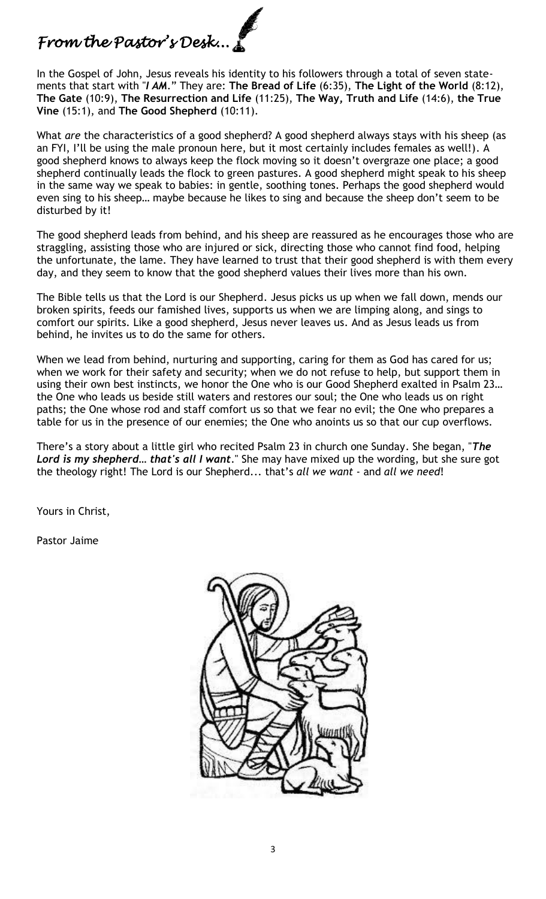# *From the Pastor's Desk…*

In the Gospel of John, Jesus reveals his identity to his followers through a total of seven statements that start with "***I AM***." They are: **The Bread of Life** (6:35), **The Light of the World** (8:12), **The Gate** (10:9), **The Resurrection and Life** (11:25), **The Way, Truth and Life** (14:6), **the True Vine** (15:1), and **The Good Shepherd** (10:11).

What *are* the characteristics of a good shepherd? A good shepherd always stays with his sheep (as an FYI, I'll be using the male pronoun here, but it most certainly includes females as well!). A good shepherd knows to always keep the flock moving so it doesn't overgraze one place; a good shepherd continually leads the flock to green pastures. A good shepherd might speak to his sheep in the same way we speak to babies: in gentle, soothing tones. Perhaps the good shepherd would even sing to his sheep… maybe because he likes to sing and because the sheep don't seem to be disturbed by it!

The good shepherd leads from behind, and his sheep are reassured as he encourages those who are straggling, assisting those who are injured or sick, directing those who cannot find food, helping the unfortunate, the lame. They have learned to trust that their good shepherd is with them every day, and they seem to know that the good shepherd values their lives more than his own.

The Bible tells us that the Lord is our Shepherd. Jesus picks us up when we fall down, mends our broken spirits, feeds our famished lives, supports us when we are limping along, and sings to comfort our spirits. Like a good shepherd, Jesus never leaves us. And as Jesus leads us from behind, he invites us to do the same for others.

When we lead from behind, nurturing and supporting, caring for them as God has cared for us; when we work for their safety and security; when we do not refuse to help, but support them in using their own best instincts, we honor the One who is our Good Shepherd exalted in Psalm 23… the One who leads us beside still waters and restores our soul; the One who leads us on right paths; the One whose rod and staff comfort us so that we fear no evil; the One who prepares a table for us in the presence of our enemies; the One who anoints us so that our cup overflows.

There's a story about a little girl who recited Psalm 23 in church one Sunday. She began, "***The Lord is my shepherd… that's all I want***." She may have mixed up the wording, but she sure got the theology right! The Lord is our Shepherd... that's *all we want* - and *all we need*!

Yours in Christ,

Pastor Jaime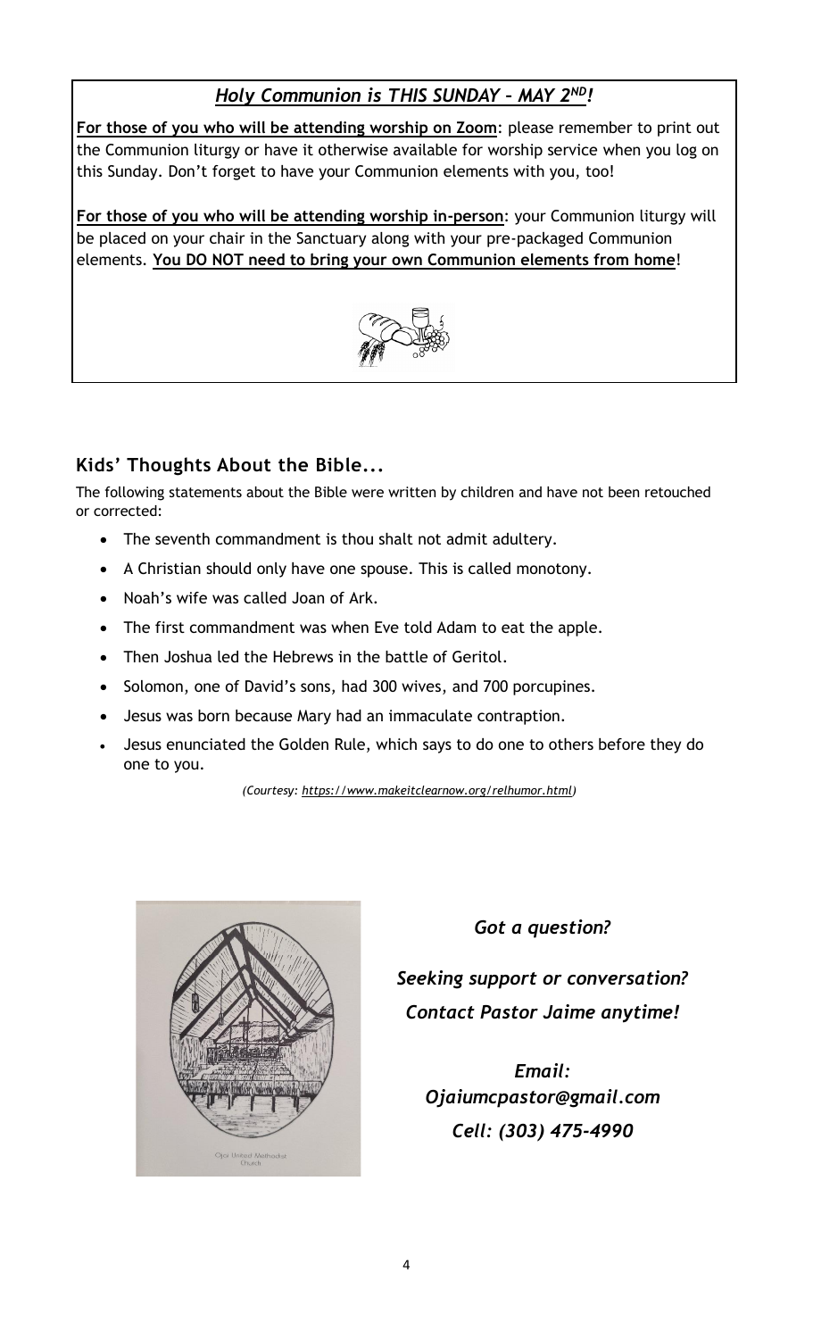## *Holy Communion is THIS SUNDAY – MAY 2ND!*

**For those of you who will be attending worship on Zoom**: please remember to print out the Communion liturgy or have it otherwise available for worship service when you log on this Sunday. Don't forget to have your Communion elements with you, too!

**For those of you who will be attending worship in-person**: your Communion liturgy will be placed on your chair in the Sanctuary along with your pre-packaged Communion elements. **You DO NOT need to bring your own Communion elements from home**!

### Kids' Thoughts About the Bible...

The following statements about the Bible were written by children and have not been retouched or corrected:

- The seventh commandment is thou shalt not admit adultery.
- A Christian should only have one spouse. This is called monotony.
- Noah's wife was called Joan of Ark.
- The first commandment was when Eve told Adam to eat the apple.
- Then Joshua led the Hebrews in the battle of Geritol.
- Solomon, one of David's sons, had 300 wives, and 700 porcupines.
- Jesus was born because Mary had an immaculate contraption.
- Jesus enunciated the Golden Rule, which says to do one to others before they do one to you.

*(Courtesy: https://www.makeitclearnow.org/relhumor.html)*

Ojai United Methodist Church

*Got a question?*

*Seeking support or conversation?*

*Contact Pastor Jaime anytime!*

*Email: Ojaiumcpastor@gmail.com*

*Cell: (303) 475-4990*